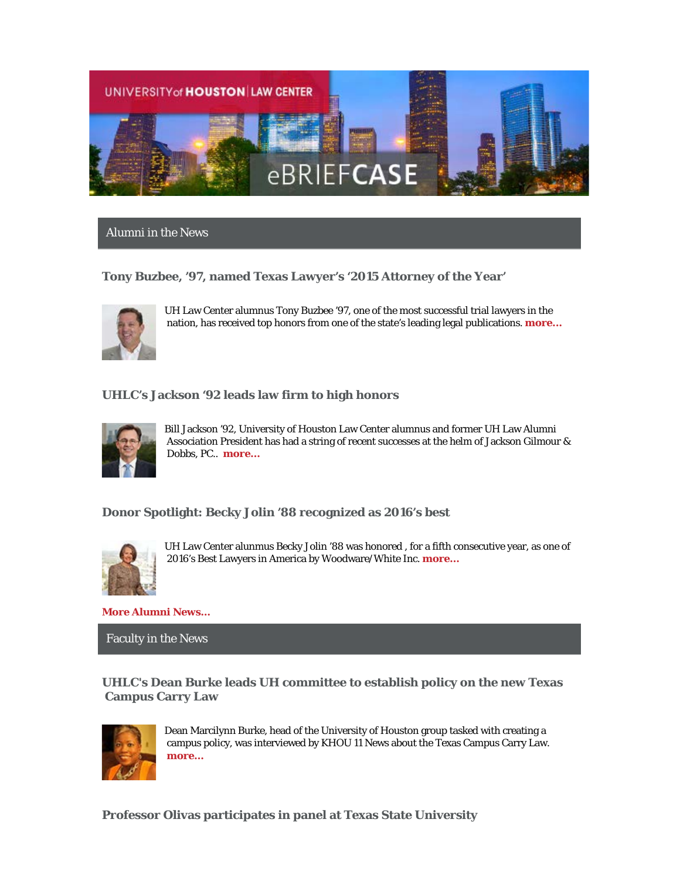UNIVERSITY of HOUSTON | LAW CENTER

eBRIEFCASE

## Alumni in the News

### Tony Buzbee, '97, named Texas Lawyer's '2015 Attorney of the Year'

UH Law Center alumnus Tony Buzbee '97, one of the most successful trial lawyers in the nation, has received top honors from one of the state's leading legal publications. **more...**

### UHLC's Jackson '92 leads law firm to high honors

Bill Jackson '92, University of Houston Law Center alumnus and former UH Law Alumni Association President has had a string of recent successes at the helm of Jackson Gilmour & Dobbs, PC.. **more...**

### Donor Spotlight: Becky Jolin '88 recognized as 2016's best

UH Law Center alunmus Becky Jolin '88 was honored , for a fifth consecutive year, as one of 2016's Best Lawyers in America by Woodware/White Inc. **more...**

**More Alumni News...**

## Faculty in the News

### UHLC's Dean Burke leads UH committee to establish policy on the new Texas Campus Carry Law

Dean Marcilynn Burke, head of the University of Houston group tasked with creating a campus policy, was interviewed by KHOU 11 News about the Texas Campus Carry Law. **more...**

### Professor Olivas participates in panel at Texas State University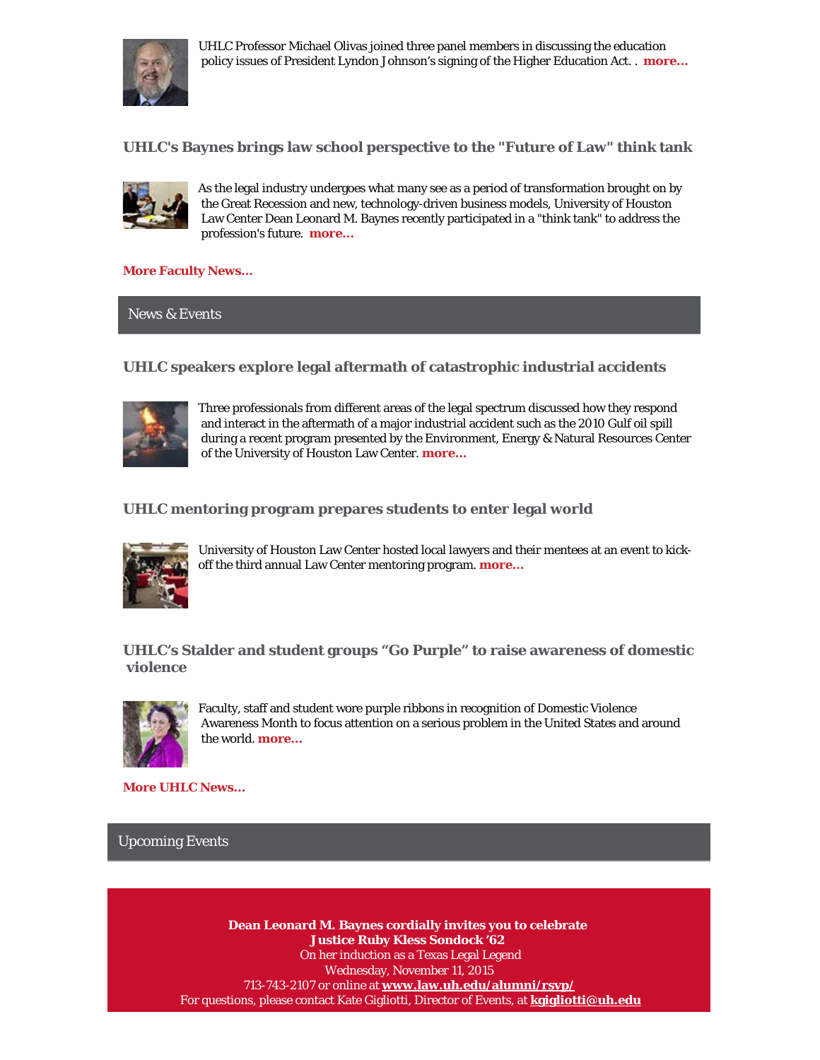UHLC Professor Michael Olivas joined three panel members in discussing the education policy issues of President Lyndon Johnson's signing of the Higher Education Act. . **more...**

### UHLC's Baynes brings law school perspective to the "Future of Law" think tank

As the legal industry undergoes what many see as a period of transformation brought on by the Great Recession and new, technology-driven business models, University of Houston Law Center Dean Leonard M. Baynes recently participated in a "think tank" to address the profession's future. **more...**

**More Faculty News...**

## News & Events

### UHLC speakers explore legal aftermath of catastrophic industrial accidents

Three professionals from different areas of the legal spectrum discussed how they respond and interact in the aftermath of a major industrial accident such as the 2010 Gulf oil spill during a recent program presented by the Environment, Energy & Natural Resources Center of the University of Houston Law Center. **more...**

### UHLC mentoring program prepares students to enter legal world

University of Houston Law Center hosted local lawyers and their mentees at an event to kick-off the third annual Law Center mentoring program. **more...**

### UHLC's Stalder and student groups "Go Purple" to raise awareness of domestic violence

Faculty, staff and student wore purple ribbons in recognition of Domestic Violence Awareness Month to focus attention on a serious problem in the United States and around the world. **more...**

**More UHLC News...**

## Upcoming Events

**Dean Leonard M. Baynes cordially invites you to celebrate**
**Justice Ruby Kless Sondock '62**
On her induction as a Texas Legal Legend
Wednesday, November 11, 2015
713-743-2107 or online at **www.law.uh.edu/alumni/rsvp/**
For questions, please contact Kate Gigliotti, Director of Events, at **kgigliotti@uh.edu**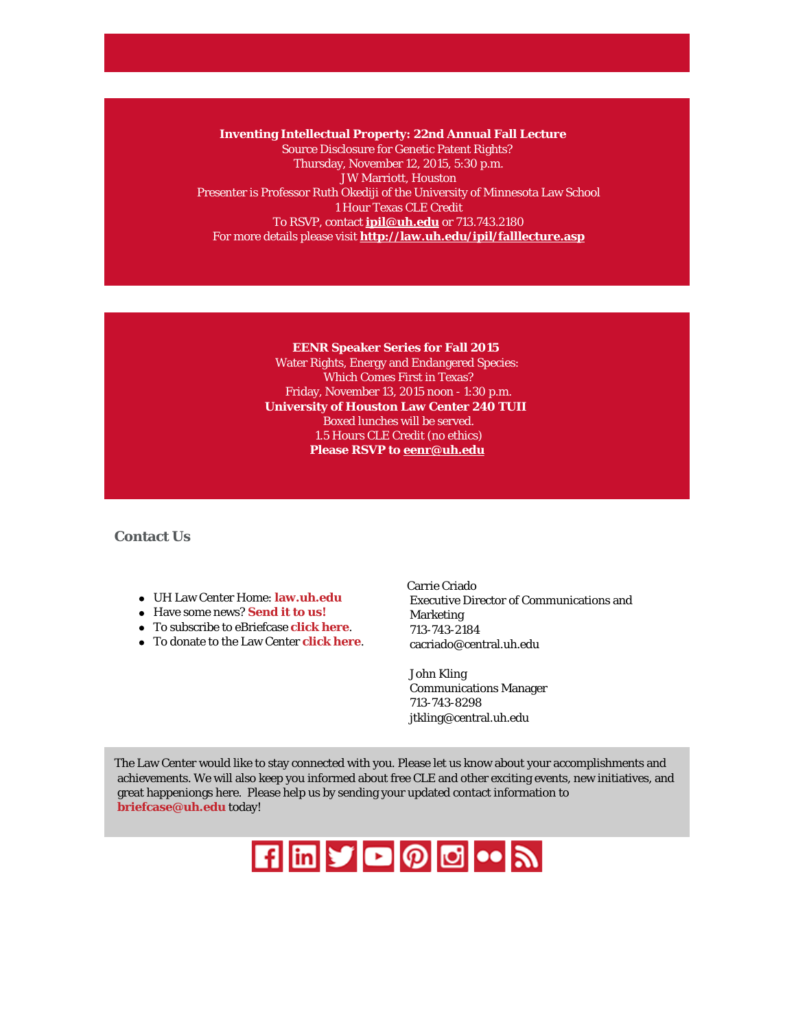**Inventing Intellectual Property: 22nd Annual Fall Lecture**
Source Disclosure for Genetic Patent Rights?
Thursday, November 12, 2015, 5:30 p.m.
JW Marriott, Houston
Presenter is Professor Ruth Okediji of the University of Minnesota Law School
1 Hour Texas CLE Credit
To RSVP, contact **ipil@uh.edu** or 713.743.2180
For more details please visit **http://law.uh.edu/ipil/falllecture.asp**

**EENR Speaker Series for Fall 2015**
Water Rights, Energy and Endangered Species:
Which Comes First in Texas?
Friday, November 13, 2015 noon - 1:30 p.m.
**University of Houston Law Center 240 TUII**
Boxed lunches will be served.
1.5 Hours CLE Credit (no ethics)
**Please RSVP to eenr@uh.edu**

## Contact Us

- UH Law Center Home: **law.uh.edu**
- Have some news? **Send it to us!**
- To subscribe to eBriefcase **click here**.
- To donate to the Law Center **click here**.

Carrie Criado
Executive Director of Communications and Marketing
713-743-2184
cacriado@central.uh.edu

John Kling
Communications Manager
713-743-8298
jtkling@central.uh.edu

The Law Center would like to stay connected with you. Please let us know about your accomplishments and achievements. We will also keep you informed about free CLE and other exciting events, new initiatives, and great happeniongs here. Please help us by sending your updated contact information to **briefcase@uh.edu** today!